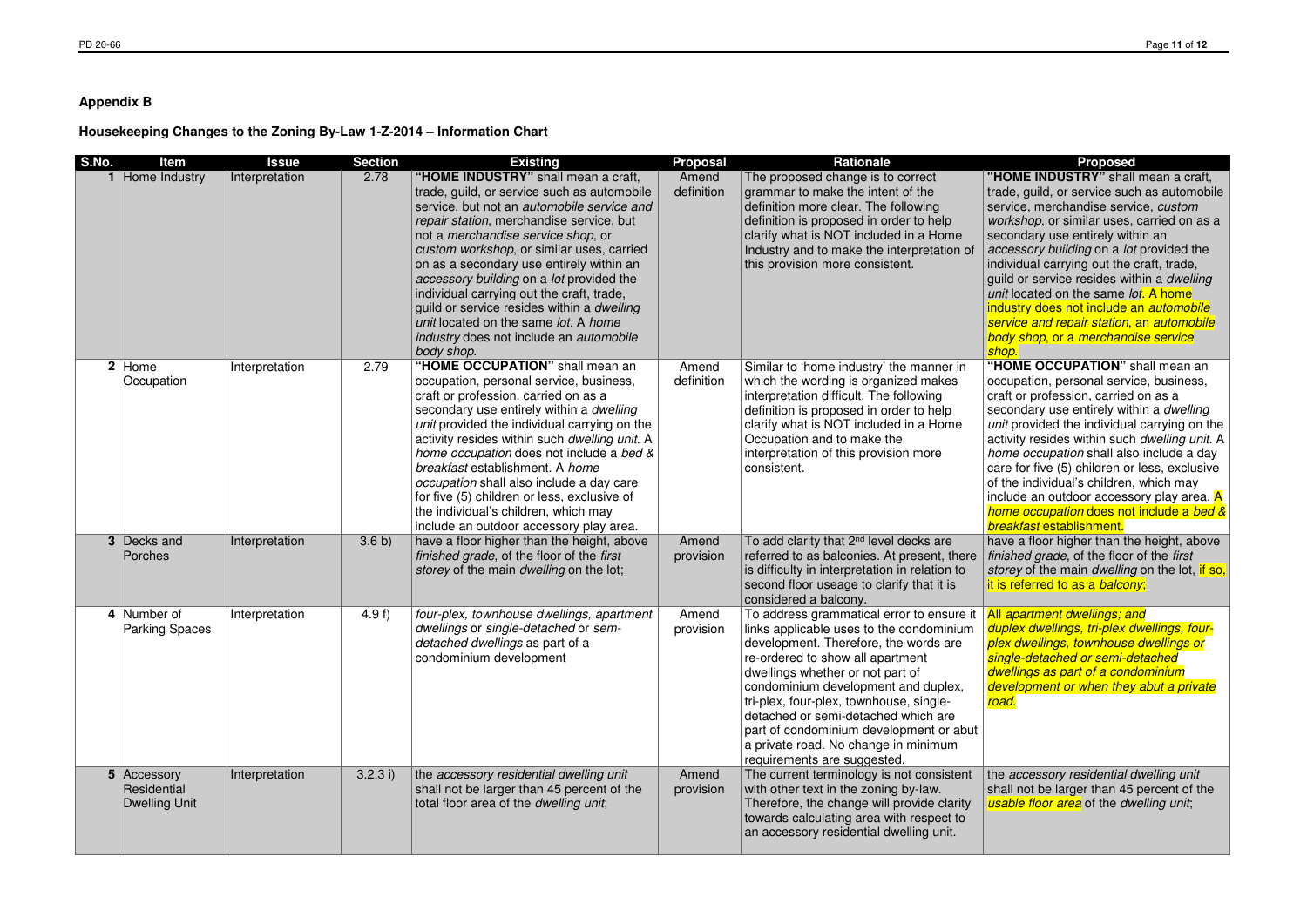**Appendix B**

**Housekeeping Changes to the Zoning By-Law 1-Z-2014 – Information Chart**

| S.No. | Item | Issue | Section | Existing | Proposal | Rationale | Proposed |
|---|---|---|---|---|---|---|---|
| 1 | Home Industry | Interpretation | 2.78 | **"HOME INDUSTRY"** shall mean a craft, trade, guild, or service such as automobile service, but not an *automobile service and repair station*, merchandise service, but not a *merchandise service shop*, or *custom workshop*, or similar uses, carried on as a secondary use entirely within an *accessory building* on a *lot* provided the individual carrying out the craft, trade, guild or service resides within a *dwelling unit* located on the same *lot*. A *home industry* does not include an *automobile body shop*. | Amend definition | The proposed change is to correct grammar to make the intent of the definition more clear. The following definition is proposed in order to help clarify what is NOT included in a Home Industry and to make the interpretation of this provision more consistent. | **"HOME INDUSTRY"** shall mean a craft, trade, guild, or service such as automobile service, merchandise service, *custom workshop*, or similar uses, carried on as a secondary use entirely within an *accessory building* on a *lot* provided the individual carrying out the craft, trade, guild or service resides within a *dwelling unit* located on the same *lot*. A home industry does not include an *automobile service and repair station*, an *automobile body shop*, or a *merchandise service shop*. |
| 2 | Home Occupation | Interpretation | 2.79 | **"HOME OCCUPATION"** shall mean an occupation, personal service, business, craft or profession, carried on as a secondary use entirely within a *dwelling unit* provided the individual carrying on the activity resides within such *dwelling unit*. A *home occupation* does not include a *bed & breakfast* establishment. A *home occupation* shall also include a day care for five (5) children or less, exclusive of the individual's children, which may include an outdoor accessory play area. | Amend definition | Similar to 'home industry' the manner in which the wording is organized makes interpretation difficult. The following definition is proposed in order to help clarify what is NOT included in a Home Occupation and to make the interpretation of this provision more consistent. | **"HOME OCCUPATION"** shall mean an occupation, personal service, business, craft or profession, carried on as a secondary use entirely within a *dwelling unit* provided the individual carrying on the activity resides within such *dwelling unit*. A *home occupation* shall also include a day care for five (5) children or less, exclusive of the individual's children, which may include an outdoor accessory play area. A *home occupation* does not include a *bed & breakfast* establishment. |
| 3 | Decks and Porches | Interpretation | 3.6 b) | have a floor higher than the height, above *finished grade*, of the floor of the *first storey* of the main *dwelling* on the lot; | Amend provision | To add clarity that 2nd level decks are referred to as balconies. At present, there is difficulty in interpretation in relation to second floor useage to clarify that it is considered a balcony. | have a floor higher than the height, above *finished grade*, of the floor of the *first storey* of the main *dwelling* on the lot, if so, it is referred to as a *balcony*; |
| 4 | Number of Parking Spaces | Interpretation | 4.9 f) | *four-plex, townhouse dwellings, apartment dwellings* or *single-detached* or *semi-detached dwellings* as part of a condominium development | Amend provision | To address grammatical error to ensure it links applicable uses to the condominium development. Therefore, the words are re-ordered to show all apartment dwellings whether or not part of condominium development and duplex, tri-plex, four-plex, townhouse, single-detached or semi-detached which are part of condominium development or abut a private road. No change in minimum requirements are suggested. | All *apartment dwellings; and duplex dwellings, tri-plex dwellings, four-plex dwellings, townhouse dwellings or single-detached or semi-detached dwellings as part of a condominium development or when they abut a private road.* |
| 5 | Accessory Residential Dwelling Unit | Interpretation | 3.2.3 i) | the *accessory residential dwelling unit* shall not be larger than 45 percent of the total floor area of the *dwelling unit*; | Amend provision | The current terminology is not consistent with other text in the zoning by-law. Therefore, the change will provide clarity towards calculating area with respect to an accessory residential dwelling unit. | the *accessory residential dwelling unit* shall not be larger than 45 percent of the *usable floor area* of the *dwelling unit*; |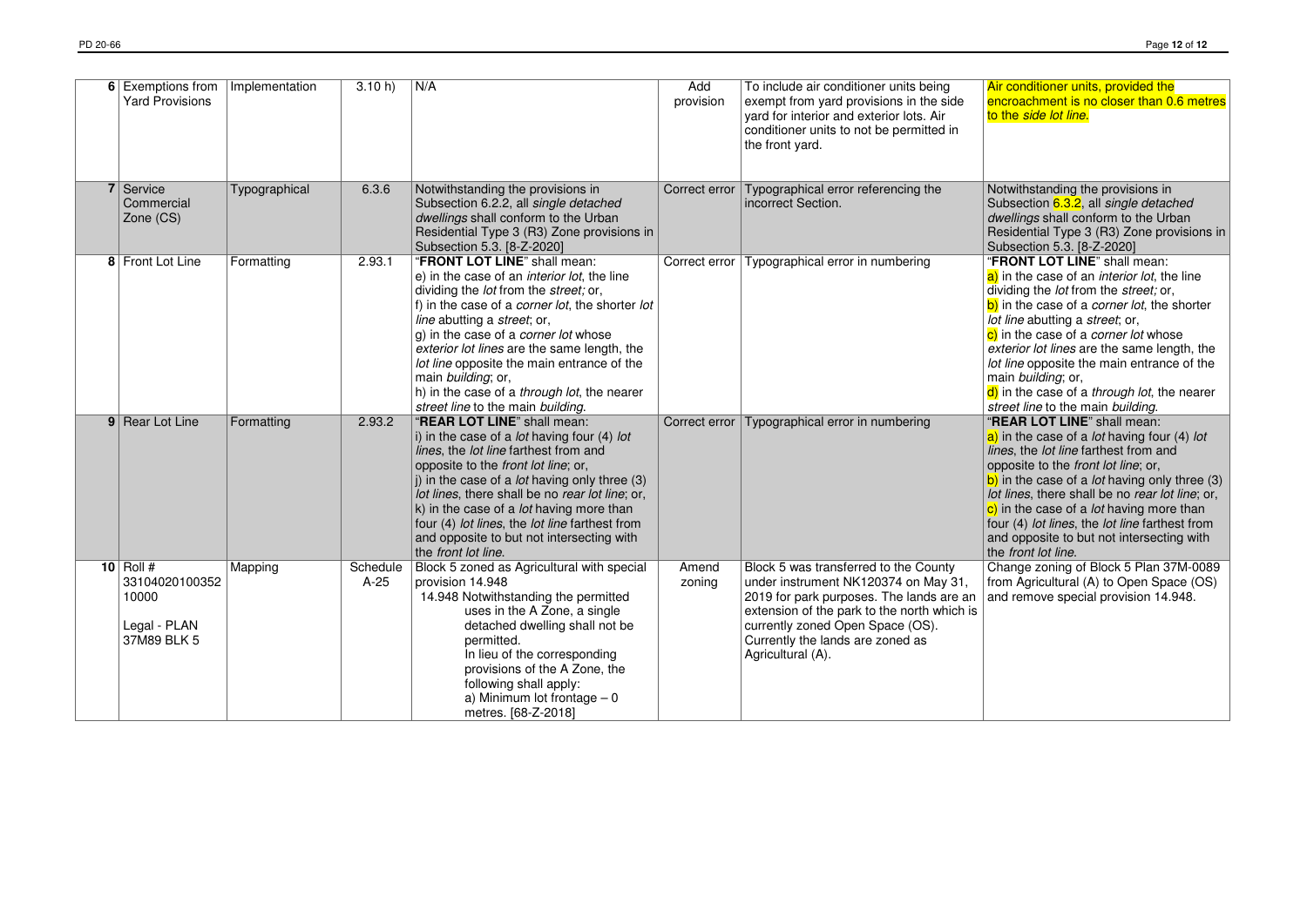| | | | | | | | |
|---|---|---|---|---|---|---|---|
| 6 | Exemptions from Yard Provisions | Implementation | 3.10 h) | N/A | Add provision | To include air conditioner units being exempt from yard provisions in the side yard for interior and exterior lots. Air conditioner units to not be permitted in the front yard. | Air conditioner units, provided the encroachment is no closer than 0.6 metres to the *side lot line*. |
| 7 | Service Commercial Zone (CS) | Typographical | 6.3.6 | Notwithstanding the provisions in Subsection 6.2.2, all *single detached dwellings* shall conform to the Urban Residential Type 3 (R3) Zone provisions in Subsection 5.3. [8-Z-2020] | Correct error | Typographical error referencing the incorrect Section. | Notwithstanding the provisions in Subsection 6.3.2, all *single detached dwellings* shall conform to the Urban Residential Type 3 (R3) Zone provisions in Subsection 5.3. [8-Z-2020] |
| 8 | Front Lot Line | Formatting | 2.93.1 | "**FRONT LOT LINE**" shall mean:<br>e) in the case of an *interior lot*, the line dividing the *lot* from the *street;* or,<br>f) in the case of a *corner lot*, the shorter *lot line* abutting a *street*; or,<br>g) in the case of a *corner lot* whose *exterior lot lines* are the same length, the *lot line* opposite the main entrance of the main *building*; or,<br>h) in the case of a *through lot*, the nearer *street line* to the main *building*. | Correct error | Typographical error in numbering | "**FRONT LOT LINE**" shall mean:<br>a) in the case of an *interior lot*, the line dividing the *lot* from the *street;* or,<br>b) in the case of a *corner lot*, the shorter *lot line* abutting a *street*; or,<br>c) in the case of a *corner lot* whose *exterior lot lines* are the same length, the *lot line* opposite the main entrance of the main *building*; or,<br>d) in the case of a *through lot*, the nearer *street line* to the main *building*. |
| 9 | Rear Lot Line | Formatting | 2.93.2 | "**REAR LOT LINE**" shall mean:<br>i) in the case of a *lot* having four (4) *lot lines*, the *lot line* farthest from and opposite to the *front lot line*; or,<br>j) in the case of a *lot* having only three (3) *lot lines*, there shall be no *rear lot line*; or,<br>k) in the case of a *lot* having more than four (4) *lot lines*, the *lot line* farthest from and opposite to but not intersecting with the *front lot line*. | Correct error | Typographical error in numbering | "**REAR LOT LINE**" shall mean:<br>a) in the case of a *lot* having four (4) *lot lines*, the *lot line* farthest from and opposite to the *front lot line*; or,<br>b) in the case of a *lot* having only three (3) *lot lines*, there shall be no *rear lot line*; or,<br>c) in the case of a *lot* having more than four (4) *lot lines*, the *lot line* farthest from and opposite to but not intersecting with the *front lot line*. |
| 10 | Roll # 33104020100352 10000<br><br>Legal - PLAN 37M89 BLK 5 | Mapping | Schedule A-25 | Block 5 zoned as Agricultural with special provision 14.948<br>14.948 Notwithstanding the permitted uses in the A Zone, a single detached dwelling shall not be permitted.<br>In lieu of the corresponding provisions of the A Zone, the following shall apply:<br>a) Minimum lot frontage – 0 metres. [68-Z-2018] | Amend zoning | Block 5 was transferred to the County under instrument NK120374 on May 31, 2019 for park purposes. The lands are an extension of the park to the north which is currently zoned Open Space (OS). Currently the lands are zoned as Agricultural (A). | Change zoning of Block 5 Plan 37M-0089 from Agricultural (A) to Open Space (OS) and remove special provision 14.948. |